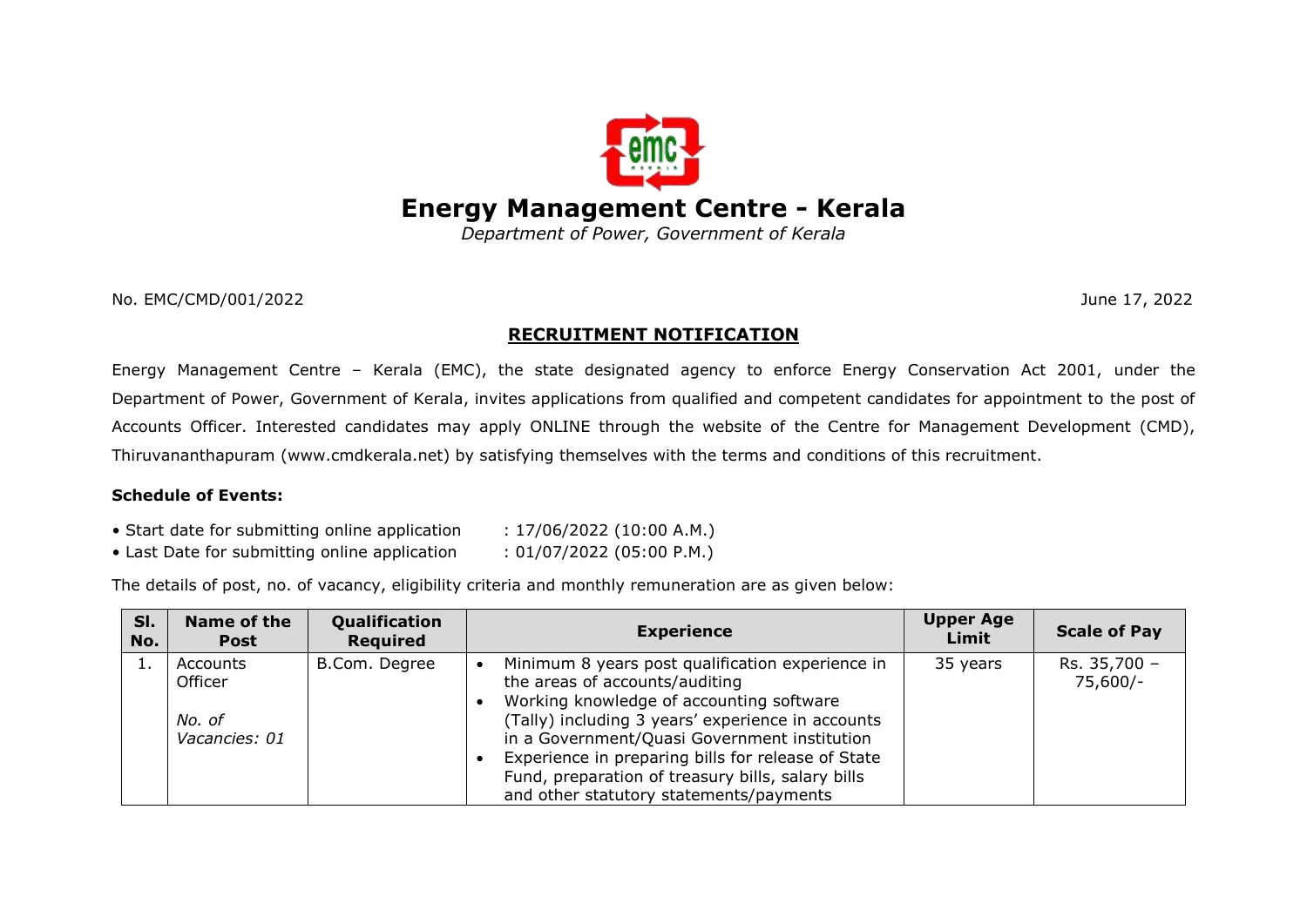# Energy Management Centre - Kerala

*Department of Power, Government of Kerala*

No. EMC/CMD/001/2022 June 17, 2022

## RECRUITMENT NOTIFICATION

Energy Management Centre – Kerala (EMC), the state designated agency to enforce Energy Conservation Act 2001, under the Department of Power, Government of Kerala, invites applications from qualified and competent candidates for appointment to the post of Accounts Officer. Interested candidates may apply ONLINE through the website of the Centre for Management Development (CMD), Thiruvananthapuram (www.cmdkerala.net) by satisfying themselves with the terms and conditions of this recruitment.

**Schedule of Events:**

- Start date for submitting online application : 17/06/2022 (10:00 A.M.)
- Last Date for submitting online application : 01/07/2022 (05:00 P.M.)

The details of post, no. of vacancy, eligibility criteria and monthly remuneration are as given below:

| Sl. No. | Name of the Post | Qualification Required | Experience | Upper Age Limit | Scale of Pay |
|---|---|---|---|---|---|
| 1. | Accounts Officer<br><br>*No. of Vacancies: 01* | B.Com. Degree | • Minimum 8 years post qualification experience in the areas of accounts/auditing<br>• Working knowledge of accounting software (Tally) including 3 years' experience in accounts in a Government/Quasi Government institution<br>• Experience in preparing bills for release of State Fund, preparation of treasury bills, salary bills and other statutory statements/payments | 35 years | Rs. 35,700 – 75,600/- |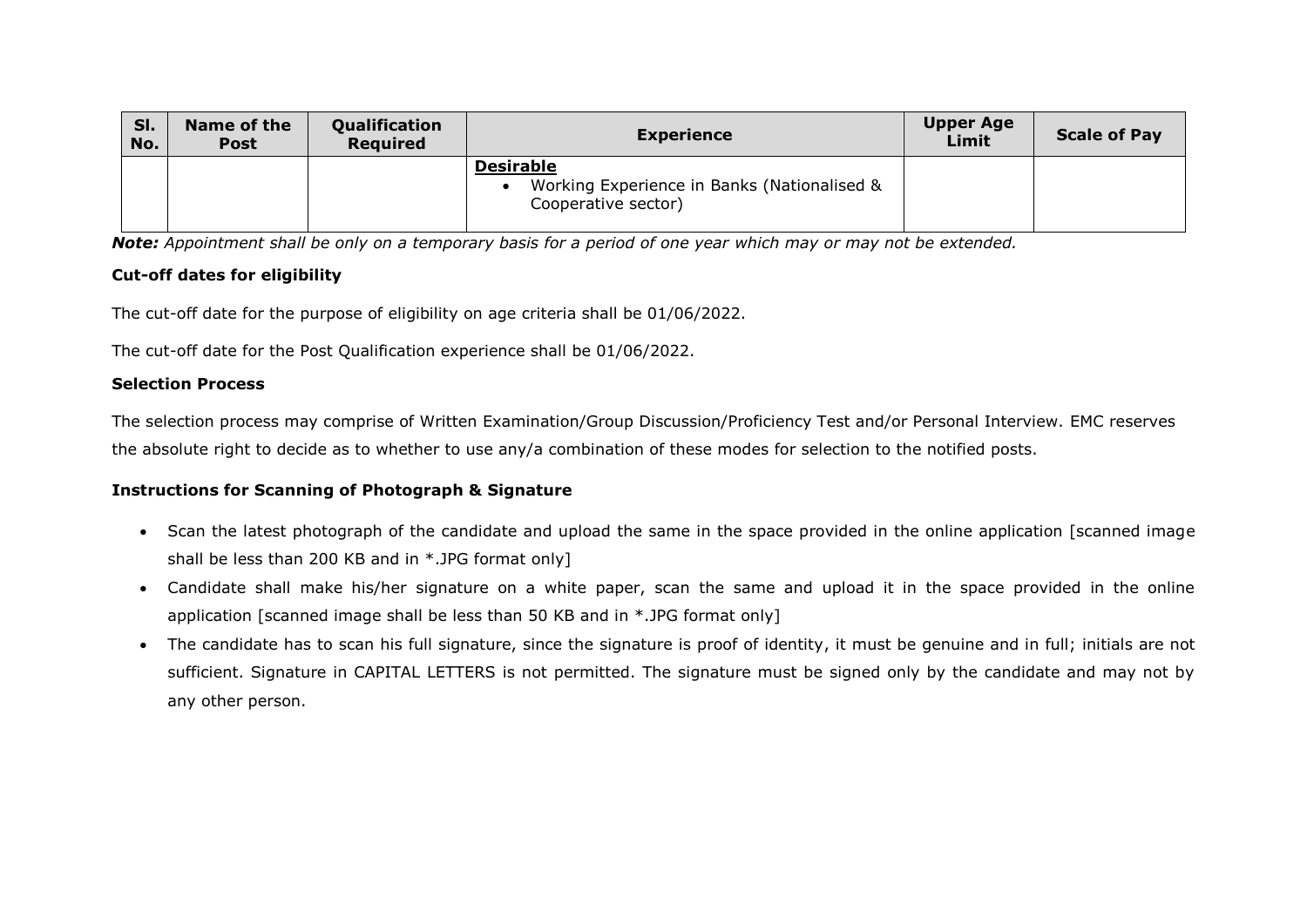| Sl. No. | Name of the Post | Qualification Required | Experience | Upper Age Limit | Scale of Pay |
|---|---|---|---|---|---|
| | | | **Desirable**<br>• Working Experience in Banks (Nationalised & Cooperative sector) | | |

***Note:*** *Appointment shall be only on a temporary basis for a period of one year which may or may not be extended.*

**Cut-off dates for eligibility**

The cut-off date for the purpose of eligibility on age criteria shall be 01/06/2022.

The cut-off date for the Post Qualification experience shall be 01/06/2022.

**Selection Process**

The selection process may comprise of Written Examination/Group Discussion/Proficiency Test and/or Personal Interview. EMC reserves the absolute right to decide as to whether to use any/a combination of these modes for selection to the notified posts.

**Instructions for Scanning of Photograph & Signature**

- Scan the latest photograph of the candidate and upload the same in the space provided in the online application [scanned image shall be less than 200 KB and in *.JPG format only]
- Candidate shall make his/her signature on a white paper, scan the same and upload it in the space provided in the online application [scanned image shall be less than 50 KB and in *.JPG format only]
- The candidate has to scan his full signature, since the signature is proof of identity, it must be genuine and in full; initials are not sufficient. Signature in CAPITAL LETTERS is not permitted. The signature must be signed only by the candidate and may not by any other person.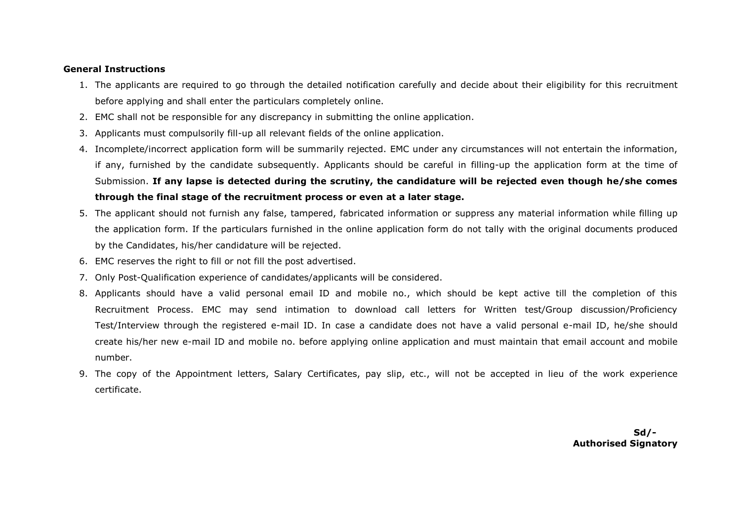**General Instructions**

1. The applicants are required to go through the detailed notification carefully and decide about their eligibility for this recruitment before applying and shall enter the particulars completely online.
2. EMC shall not be responsible for any discrepancy in submitting the online application.
3. Applicants must compulsorily fill-up all relevant fields of the online application.
4. Incomplete/incorrect application form will be summarily rejected. EMC under any circumstances will not entertain the information, if any, furnished by the candidate subsequently. Applicants should be careful in filling-up the application form at the time of Submission. **If any lapse is detected during the scrutiny, the candidature will be rejected even though he/she comes through the final stage of the recruitment process or even at a later stage.**
5. The applicant should not furnish any false, tampered, fabricated information or suppress any material information while filling up the application form. If the particulars furnished in the online application form do not tally with the original documents produced by the Candidates, his/her candidature will be rejected.
6. EMC reserves the right to fill or not fill the post advertised.
7. Only Post-Qualification experience of candidates/applicants will be considered.
8. Applicants should have a valid personal email ID and mobile no., which should be kept active till the completion of this Recruitment Process. EMC may send intimation to download call letters for Written test/Group discussion/Proficiency Test/Interview through the registered e-mail ID. In case a candidate does not have a valid personal e-mail ID, he/she should create his/her new e-mail ID and mobile no. before applying online application and must maintain that email account and mobile number.
9. The copy of the Appointment letters, Salary Certificates, pay slip, etc., will not be accepted in lieu of the work experience certificate.

**Sd/-**
**Authorised Signatory**